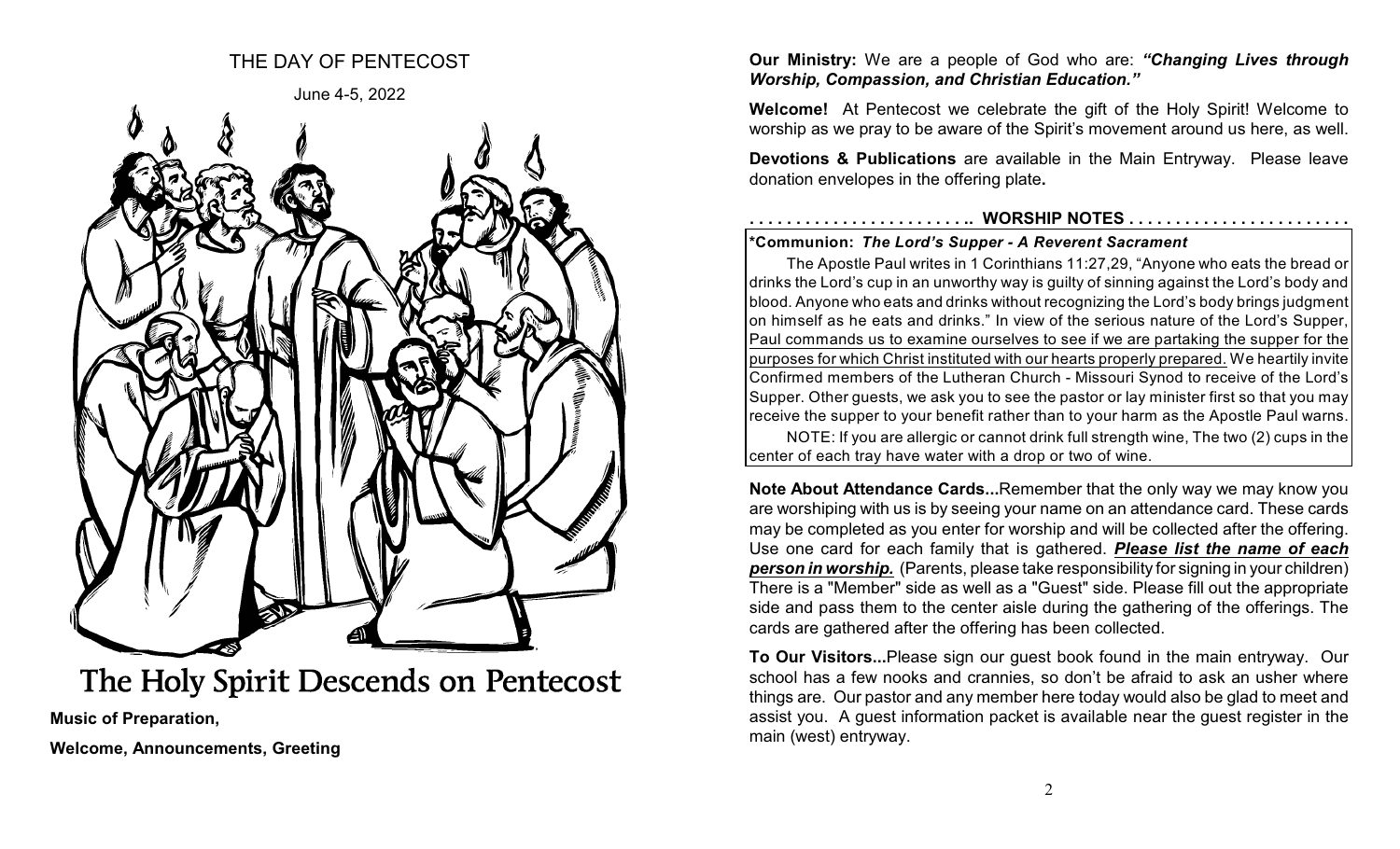# THE DAY OF PENTECOST

June 4-5, 2022

## The Holy Spirit Descends on Pentecost

**Music of Preparation,**

**Welcome, Announcements, Greeting**

**Our Ministry:** We are a people of God who are: ***"Changing Lives through Worship, Compassion, and Christian Education."***

**Welcome!** At Pentecost we celebrate the gift of the Holy Spirit! Welcome to worship as we pray to be aware of the Spirit's movement around us here, as well.

**Devotions & Publications** are available in the Main Entryway. Please leave donation envelopes in the offering plate**.**

**. . . . . . . . . . . . . . . . . . . . . . . .. WORSHIP NOTES . . . . . . . . . . . . . . . . . . . . . . . .**

**\*Communion:** ***The Lord's Supper - A Reverent Sacrament***

The Apostle Paul writes in 1 Corinthians 11:27,29, "Anyone who eats the bread or drinks the Lord's cup in an unworthy way is guilty of sinning against the Lord's body and blood. Anyone who eats and drinks without recognizing the Lord's body brings judgment on himself as he eats and drinks." In view of the serious nature of the Lord's Supper, Paul commands us to examine ourselves to see if we are partaking the supper for the purposes for which Christ instituted with our hearts properly prepared. We heartily invite Confirmed members of the Lutheran Church - Missouri Synod to receive of the Lord's Supper. Other guests, we ask you to see the pastor or lay minister first so that you may receive the supper to your benefit rather than to your harm as the Apostle Paul warns.

NOTE: If you are allergic or cannot drink full strength wine, The two (2) cups in the center of each tray have water with a drop or two of wine.

**Note About Attendance Cards...**Remember that the only way we may know you are worshiping with us is by seeing your name on an attendance card. These cards may be completed as you enter for worship and will be collected after the offering. Use one card for each family that is gathered. ***Please list the name of each person in worship.*** (Parents, please take responsibility for signing in your children) There is a "Member" side as well as a "Guest" side. Please fill out the appropriate side and pass them to the center aisle during the gathering of the offerings. The cards are gathered after the offering has been collected.

**To Our Visitors...**Please sign our guest book found in the main entryway. Our school has a few nooks and crannies, so don't be afraid to ask an usher where things are. Our pastor and any member here today would also be glad to meet and assist you. A guest information packet is available near the guest register in the main (west) entryway.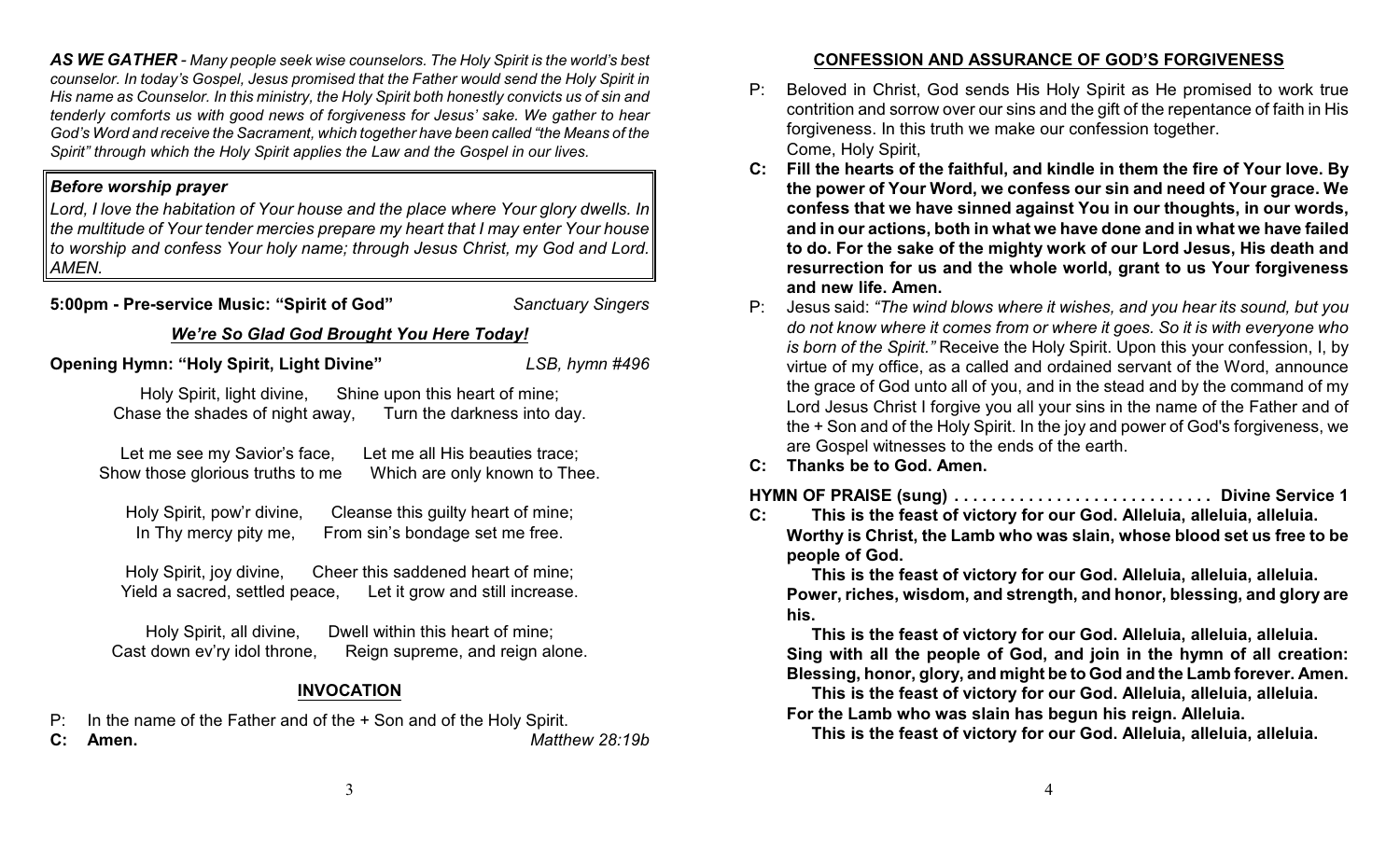***AS WE GATHER*** *- Many people seek wise counselors. The Holy Spirit is the world's best counselor. In today's Gospel, Jesus promised that the Father would send the Holy Spirit in His name as Counselor. In this ministry, the Holy Spirit both honestly convicts us of sin and tenderly comforts us with good news of forgiveness for Jesus' sake. We gather to hear God's Word and receive the Sacrament, which together have been called "the Means of the Spirit" through which the Holy Spirit applies the Law and the Gospel in our lives.*

***Before worship prayer***

*Lord, I love the habitation of Your house and the place where Your glory dwells. In the multitude of Your tender mercies prepare my heart that I may enter Your house to worship and confess Your holy name; through Jesus Christ, my God and Lord. AMEN.*

**5:00pm - Pre-service Music: "Spirit of God"** *Sanctuary Singers*

***We're So Glad God Brought You Here Today!***

**Opening Hymn: "Holy Spirit, Light Divine"** *LSB, hymn #496*

Holy Spirit, light divine, Shine upon this heart of mine;
Chase the shades of night away, Turn the darkness into day.

Let me see my Savior's face, Let me all His beauties trace;
Show those glorious truths to me Which are only known to Thee.

Holy Spirit, pow'r divine, Cleanse this guilty heart of mine;
In Thy mercy pity me, From sin's bondage set me free.

Holy Spirit, joy divine, Cheer this saddened heart of mine;
Yield a sacred, settled peace, Let it grow and still increase.

Holy Spirit, all divine, Dwell within this heart of mine;
Cast down ev'ry idol throne, Reign supreme, and reign alone.

## INVOCATION

P: In the name of the Father and of the + Son and of the Holy Spirit.
**C: Amen.** *Matthew 28:19b*

## CONFESSION AND ASSURANCE OF GOD'S FORGIVENESS

P: Beloved in Christ, God sends His Holy Spirit as He promised to work true contrition and sorrow over our sins and the gift of the repentance of faith in His forgiveness. In this truth we make our confession together.
Come, Holy Spirit,

**C: Fill the hearts of the faithful, and kindle in them the fire of Your love. By the power of Your Word, we confess our sin and need of Your grace. We confess that we have sinned against You in our thoughts, in our words, and in our actions, both in what we have done and in what we have failed to do. For the sake of the mighty work of our Lord Jesus, His death and resurrection for us and the whole world, grant to us Your forgiveness and new life. Amen.**

P: Jesus said: *"The wind blows where it wishes, and you hear its sound, but you do not know where it comes from or where it goes. So it is with everyone who is born of the Spirit."* Receive the Holy Spirit. Upon this your confession, I, by virtue of my office, as a called and ordained servant of the Word, announce the grace of God unto all of you, and in the stead and by the command of my Lord Jesus Christ I forgive you all your sins in the name of the Father and of the + Son and of the Holy Spirit. In the joy and power of God's forgiveness, we are Gospel witnesses to the ends of the earth.

**C: Thanks be to God. Amen.**

**HYMN OF PRAISE (sung) . . . . . . . . . . . . . . . . . . . . . . . . . . . . Divine Service 1**

**C: This is the feast of victory for our God. Alleluia, alleluia, alleluia.**
**Worthy is Christ, the Lamb who was slain, whose blood set us free to be people of God.**
**This is the feast of victory for our God. Alleluia, alleluia, alleluia.**
**Power, riches, wisdom, and strength, and honor, blessing, and glory are his.**
**This is the feast of victory for our God. Alleluia, alleluia, alleluia.**
**Sing with all the people of God, and join in the hymn of all creation: Blessing, honor, glory, and might be to God and the Lamb forever. Amen.**
**This is the feast of victory for our God. Alleluia, alleluia, alleluia.**
**For the Lamb who was slain has begun his reign. Alleluia.**
**This is the feast of victory for our God. Alleluia, alleluia, alleluia.**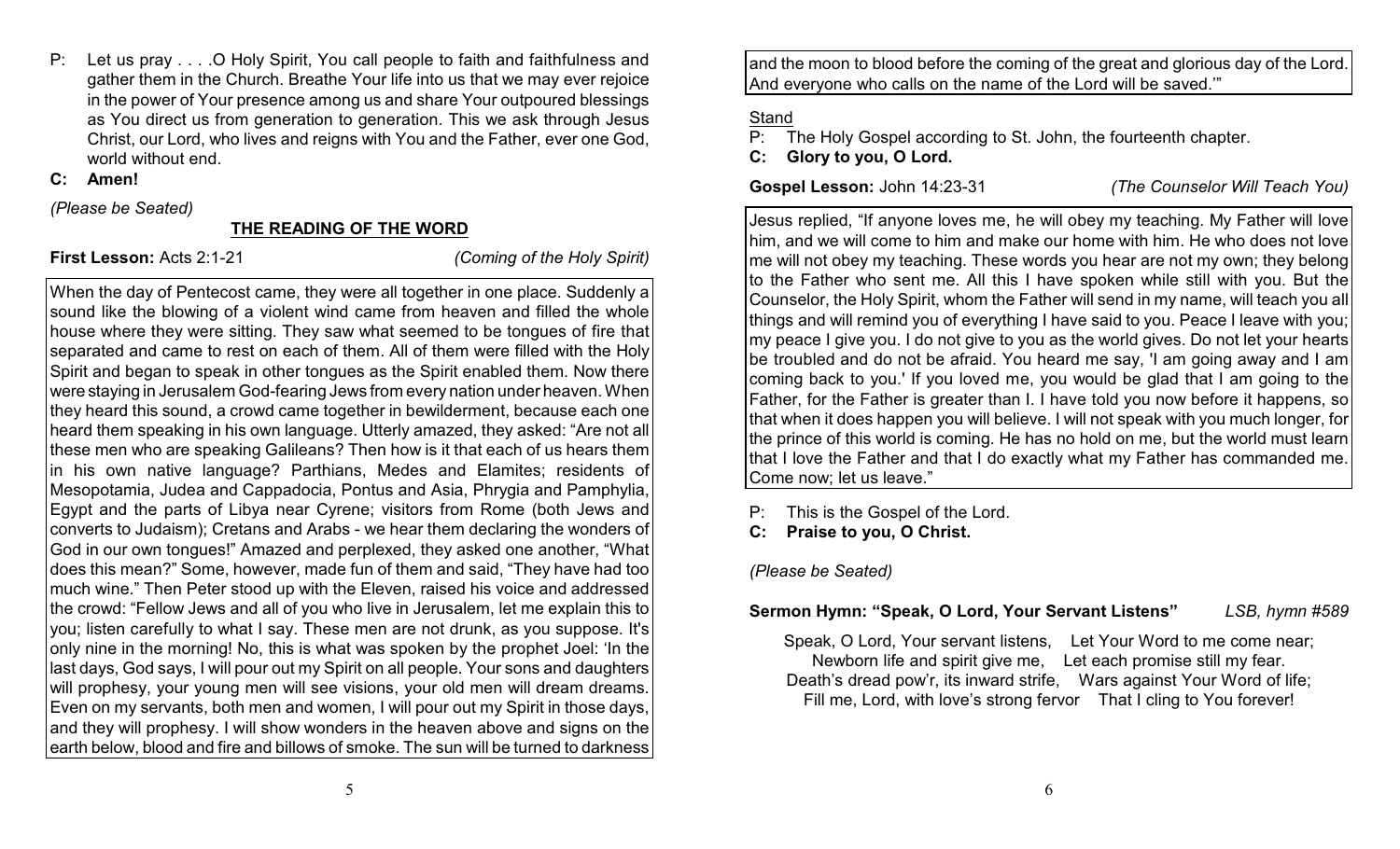P: Let us pray . . . .O Holy Spirit, You call people to faith and faithfulness and gather them in the Church. Breathe Your life into us that we may ever rejoice in the power of Your presence among us and share Your outpoured blessings as You direct us from generation to generation. This we ask through Jesus Christ, our Lord, who lives and reigns with You and the Father, ever one God, world without end.

**C: Amen!**

*(Please be Seated)*

## THE READING OF THE WORD

**First Lesson:** Acts 2:1-21 *(Coming of the Holy Spirit)*

When the day of Pentecost came, they were all together in one place. Suddenly a sound like the blowing of a violent wind came from heaven and filled the whole house where they were sitting. They saw what seemed to be tongues of fire that separated and came to rest on each of them. All of them were filled with the Holy Spirit and began to speak in other tongues as the Spirit enabled them. Now there were staying in Jerusalem God-fearing Jews from every nation under heaven. When they heard this sound, a crowd came together in bewilderment, because each one heard them speaking in his own language. Utterly amazed, they asked: "Are not all these men who are speaking Galileans? Then how is it that each of us hears them in his own native language? Parthians, Medes and Elamites; residents of Mesopotamia, Judea and Cappadocia, Pontus and Asia, Phrygia and Pamphylia, Egypt and the parts of Libya near Cyrene; visitors from Rome (both Jews and converts to Judaism); Cretans and Arabs - we hear them declaring the wonders of God in our own tongues!" Amazed and perplexed, they asked one another, "What does this mean?" Some, however, made fun of them and said, "They have had too much wine." Then Peter stood up with the Eleven, raised his voice and addressed the crowd: "Fellow Jews and all of you who live in Jerusalem, let me explain this to you; listen carefully to what I say. These men are not drunk, as you suppose. It's only nine in the morning! No, this is what was spoken by the prophet Joel: 'In the last days, God says, I will pour out my Spirit on all people. Your sons and daughters will prophesy, your young men will see visions, your old men will dream dreams. Even on my servants, both men and women, I will pour out my Spirit in those days, and they will prophesy. I will show wonders in the heaven above and signs on the earth below, blood and fire and billows of smoke. The sun will be turned to darkness and the moon to blood before the coming of the great and glorious day of the Lord. And everyone who calls on the name of the Lord will be saved.'"

Stand

P: The Holy Gospel according to St. John, the fourteenth chapter.

**C: Glory to you, O Lord.**

**Gospel Lesson:** John 14:23-31 *(The Counselor Will Teach You)*

Jesus replied, "If anyone loves me, he will obey my teaching. My Father will love him, and we will come to him and make our home with him. He who does not love me will not obey my teaching. These words you hear are not my own; they belong to the Father who sent me. All this I have spoken while still with you. But the Counselor, the Holy Spirit, whom the Father will send in my name, will teach you all things and will remind you of everything I have said to you. Peace I leave with you; my peace I give you. I do not give to you as the world gives. Do not let your hearts be troubled and do not be afraid. You heard me say, 'I am going away and I am coming back to you.' If you loved me, you would be glad that I am going to the Father, for the Father is greater than I. I have told you now before it happens, so that when it does happen you will believe. I will not speak with you much longer, for the prince of this world is coming. He has no hold on me, but the world must learn that I love the Father and that I do exactly what my Father has commanded me. Come now; let us leave."

P: This is the Gospel of the Lord.

**C: Praise to you, O Christ.**

*(Please be Seated)*

**Sermon Hymn: "Speak, O Lord, Your Servant Listens"** *LSB, hymn #589*

Speak, O Lord, Your servant listens, Let Your Word to me come near;
Newborn life and spirit give me, Let each promise still my fear.
Death's dread pow'r, its inward strife, Wars against Your Word of life;
Fill me, Lord, with love's strong fervor That I cling to You forever!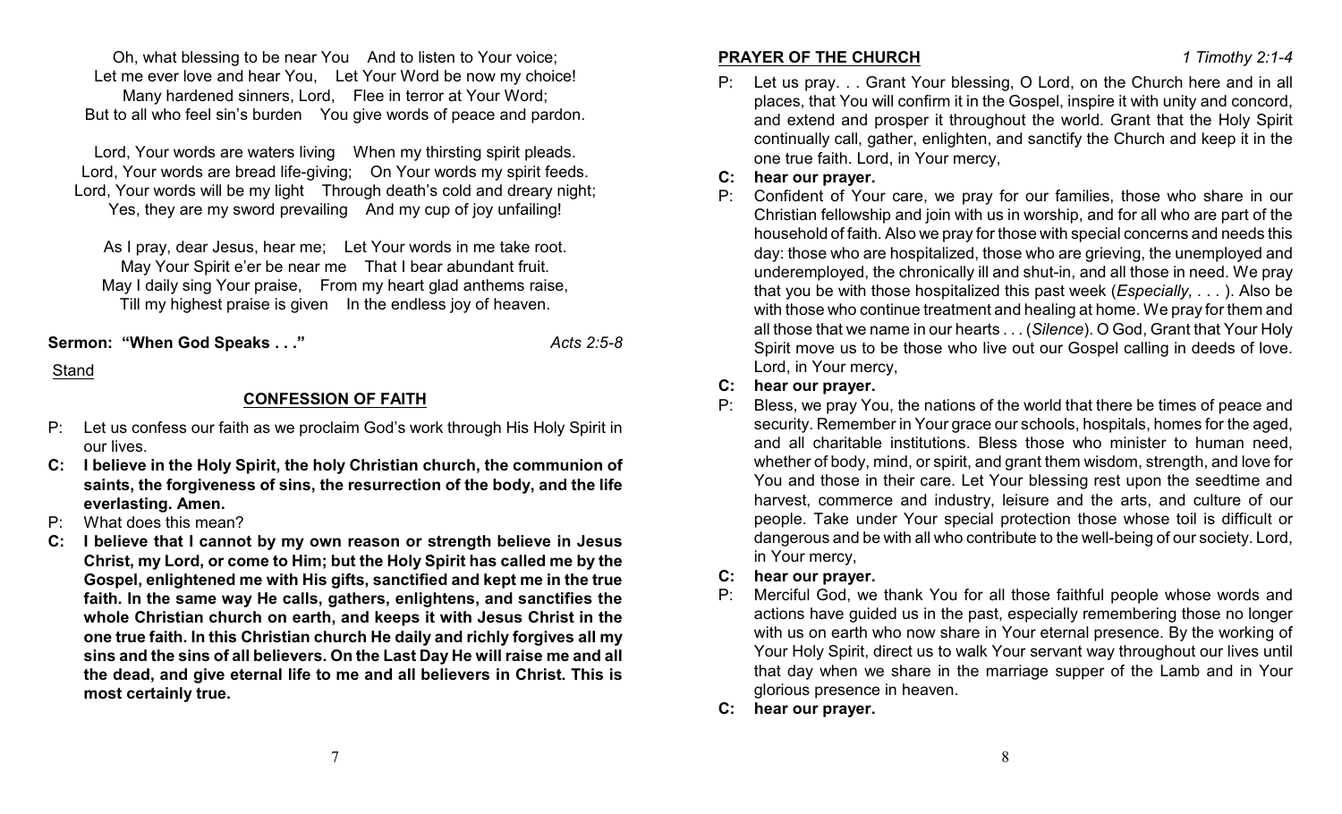Oh, what blessing to be near You And to listen to Your voice;
Let me ever love and hear You, Let Your Word be now my choice!
Many hardened sinners, Lord, Flee in terror at Your Word;
But to all who feel sin's burden You give words of peace and pardon.

Lord, Your words are waters living When my thirsting spirit pleads.
Lord, Your words are bread life-giving; On Your words my spirit feeds.
Lord, Your words will be my light Through death's cold and dreary night;
Yes, they are my sword prevailing And my cup of joy unfailing!

As I pray, dear Jesus, hear me; Let Your words in me take root.
May Your Spirit e'er be near me That I bear abundant fruit.
May I daily sing Your praise, From my heart glad anthems raise,
Till my highest praise is given In the endless joy of heaven.

**Sermon: "When God Speaks . . ."** *Acts 2:5-8*

Stand

## CONFESSION OF FAITH

P: Let us confess our faith as we proclaim God's work through His Holy Spirit in our lives.

**C: I believe in the Holy Spirit, the holy Christian church, the communion of saints, the forgiveness of sins, the resurrection of the body, and the life everlasting. Amen.**

P: What does this mean?

**C: I believe that I cannot by my own reason or strength believe in Jesus Christ, my Lord, or come to Him; but the Holy Spirit has called me by the Gospel, enlightened me with His gifts, sanctified and kept me in the true faith. In the same way He calls, gathers, enlightens, and sanctifies the whole Christian church on earth, and keeps it with Jesus Christ in the one true faith. In this Christian church He daily and richly forgives all my sins and the sins of all believers. On the Last Day He will raise me and all the dead, and give eternal life to me and all believers in Christ. This is most certainly true.**

## PRAYER OF THE CHURCH *1 Timothy 2:1-4*

P: Let us pray. . . Grant Your blessing, O Lord, on the Church here and in all places, that You will confirm it in the Gospel, inspire it with unity and concord, and extend and prosper it throughout the world. Grant that the Holy Spirit continually call, gather, enlighten, and sanctify the Church and keep it in the one true faith. Lord, in Your mercy,

**C: hear our prayer.**

P: Confident of Your care, we pray for our families, those who share in our Christian fellowship and join with us in worship, and for all who are part of the household of faith. Also we pray for those with special concerns and needs this day: those who are hospitalized, those who are grieving, the unemployed and underemployed, the chronically ill and shut-in, and all those in need. We pray that you be with those hospitalized this past week (*Especially, . . .* ). Also be with those who continue treatment and healing at home. We pray for them and all those that we name in our hearts . . . (*Silence*). O God, Grant that Your Holy Spirit move us to be those who live out our Gospel calling in deeds of love. Lord, in Your mercy,

**C: hear our prayer.**

P: Bless, we pray You, the nations of the world that there be times of peace and security. Remember in Your grace our schools, hospitals, homes for the aged, and all charitable institutions. Bless those who minister to human need, whether of body, mind, or spirit, and grant them wisdom, strength, and love for You and those in their care. Let Your blessing rest upon the seedtime and harvest, commerce and industry, leisure and the arts, and culture of our people. Take under Your special protection those whose toil is difficult or dangerous and be with all who contribute to the well-being of our society. Lord, in Your mercy,

**C: hear our prayer.**

P: Merciful God, we thank You for all those faithful people whose words and actions have guided us in the past, especially remembering those no longer with us on earth who now share in Your eternal presence. By the working of Your Holy Spirit, direct us to walk Your servant way throughout our lives until that day when we share in the marriage supper of the Lamb and in Your glorious presence in heaven.

**C: hear our prayer.**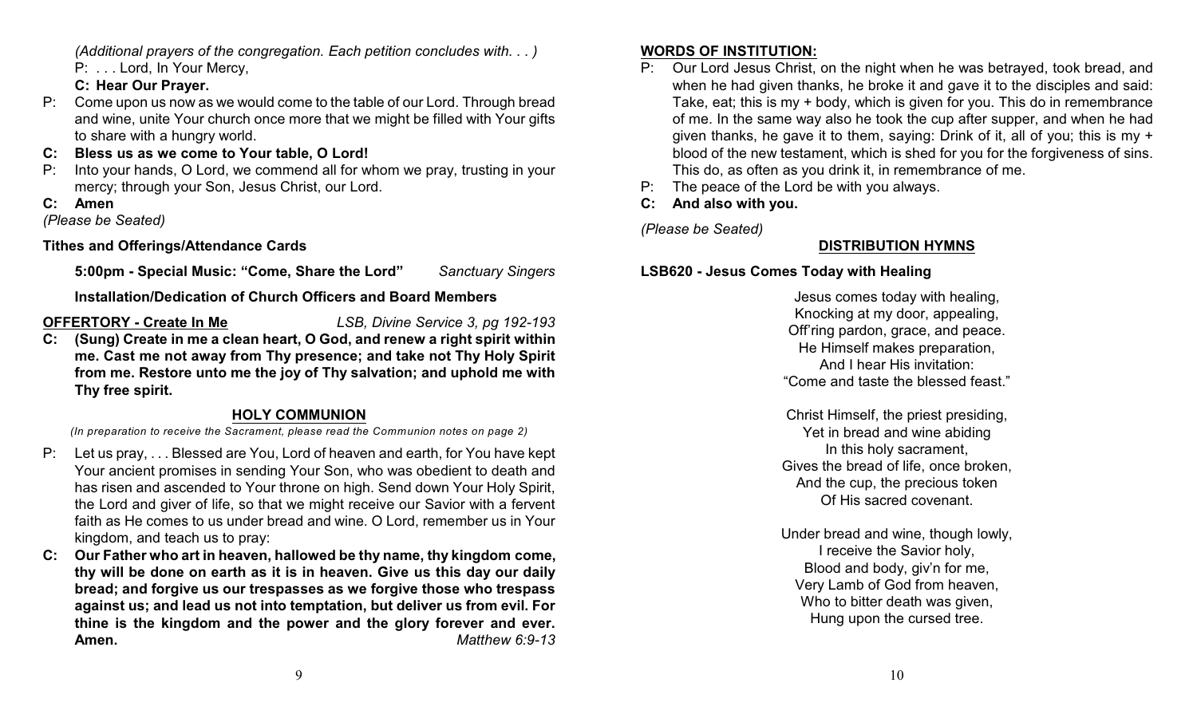*(Additional prayers of the congregation. Each petition concludes with. . . )*

P: . . . Lord, In Your Mercy,

**C: Hear Our Prayer.**

P: Come upon us now as we would come to the table of our Lord. Through bread and wine, unite Your church once more that we might be filled with Your gifts to share with a hungry world.

**C: Bless us as we come to Your table, O Lord!**

P: Into your hands, O Lord, we commend all for whom we pray, trusting in your mercy; through your Son, Jesus Christ, our Lord.

**C: Amen**

*(Please be Seated)*

**Tithes and Offerings/Attendance Cards**

**5:00pm - Special Music: "Come, Share the Lord"** *Sanctuary Singers*

**Installation/Dedication of Church Officers and Board Members**

**OFFERTORY - Create In Me** *LSB, Divine Service 3, pg 192-193*

**C: (Sung) Create in me a clean heart, O God, and renew a right spirit within me. Cast me not away from Thy presence; and take not Thy Holy Spirit from me. Restore unto me the joy of Thy salvation; and uphold me with Thy free spirit.**

## HOLY COMMUNION

*(In preparation to receive the Sacrament, please read the Communion notes on page 2)*

P: Let us pray, . . . Blessed are You, Lord of heaven and earth, for You have kept Your ancient promises in sending Your Son, who was obedient to death and has risen and ascended to Your throne on high. Send down Your Holy Spirit, the Lord and giver of life, so that we might receive our Savior with a fervent faith as He comes to us under bread and wine. O Lord, remember us in Your kingdom, and teach us to pray:

**C: Our Father who art in heaven, hallowed be thy name, thy kingdom come, thy will be done on earth as it is in heaven. Give us this day our daily bread; and forgive us our trespasses as we forgive those who trespass against us; and lead us not into temptation, but deliver us from evil. For thine is the kingdom and the power and the glory forever and ever. Amen.** *Matthew 6:9-13*

**WORDS OF INSTITUTION:**

P: Our Lord Jesus Christ, on the night when he was betrayed, took bread, and when he had given thanks, he broke it and gave it to the disciples and said: Take, eat; this is my + body, which is given for you. This do in remembrance of me. In the same way also he took the cup after supper, and when he had given thanks, he gave it to them, saying: Drink of it, all of you; this is my + blood of the new testament, which is shed for you for the forgiveness of sins. This do, as often as you drink it, in remembrance of me.

P: The peace of the Lord be with you always.

**C: And also with you.**

*(Please be Seated)*

## DISTRIBUTION HYMNS

**LSB620 - Jesus Comes Today with Healing**

Jesus comes today with healing,
Knocking at my door, appealing,
Off'ring pardon, grace, and peace.
He Himself makes preparation,
And I hear His invitation:
"Come and taste the blessed feast."

Christ Himself, the priest presiding,
Yet in bread and wine abiding
In this holy sacrament,
Gives the bread of life, once broken,
And the cup, the precious token
Of His sacred covenant.

Under bread and wine, though lowly,
I receive the Savior holy,
Blood and body, giv'n for me,
Very Lamb of God from heaven,
Who to bitter death was given,
Hung upon the cursed tree.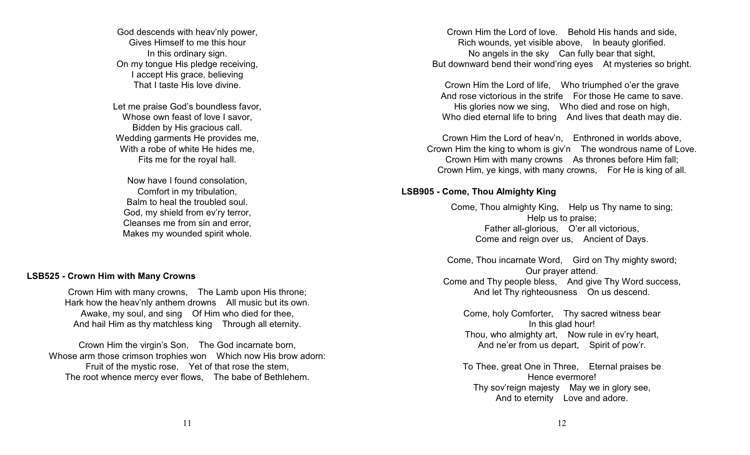God descends with heav'nly power,  
Gives Himself to me this hour  
In this ordinary sign.  
On my tongue His pledge receiving,  
I accept His grace, believing  
That I taste His love divine.

Let me praise God's boundless favor,  
Whose own feast of love I savor,  
Bidden by His gracious call.  
Wedding garments He provides me,  
With a robe of white He hides me,  
Fits me for the royal hall.

Now have I found consolation,  
Comfort in my tribulation,  
Balm to heal the troubled soul.  
God, my shield from ev'ry terror,  
Cleanses me from sin and error,  
Makes my wounded spirit whole.

**LSB525 - Crown Him with Many Crowns**

Crown Him with many crowns, The Lamb upon His throne;  
Hark how the heav'nly anthem drowns All music but its own.  
Awake, my soul, and sing Of Him who died for thee,  
And hail Him as thy matchless king Through all eternity.

Crown Him the virgin's Son, The God incarnate born,  
Whose arm those crimson trophies won Which now His brow adorn:  
Fruit of the mystic rose, Yet of that rose the stem,  
The root whence mercy ever flows, The babe of Bethlehem.

Crown Him the Lord of love. Behold His hands and side,  
Rich wounds, yet visible above, In beauty glorified.  
No angels in the sky Can fully bear that sight,  
But downward bend their wond'ring eyes At mysteries so bright.

Crown Him the Lord of life, Who triumphed o'er the grave  
And rose victorious in the strife For those He came to save.  
His glories now we sing, Who died and rose on high,  
Who died eternal life to bring And lives that death may die.

Crown Him the Lord of heav'n, Enthroned in worlds above,  
Crown Him the king to whom is giv'n The wondrous name of Love.  
Crown Him with many crowns As thrones before Him fall;  
Crown Him, ye kings, with many crowns, For He is king of all.

**LSB905 - Come, Thou Almighty King**

Come, Thou almighty King, Help us Thy name to sing;  
Help us to praise;  
Father all-glorious, O'er all victorious,  
Come and reign over us, Ancient of Days.

Come, Thou incarnate Word, Gird on Thy mighty sword;  
Our prayer attend.  
Come and Thy people bless, And give Thy Word success,  
And let Thy righteousness On us descend.

Come, holy Comforter, Thy sacred witness bear  
In this glad hour!  
Thou, who almighty art, Now rule in ev'ry heart,  
And ne'er from us depart, Spirit of pow'r.

To Thee, great One in Three, Eternal praises be  
Hence evermore!  
Thy sov'reign majesty May we in glory see,  
And to eternity Love and adore.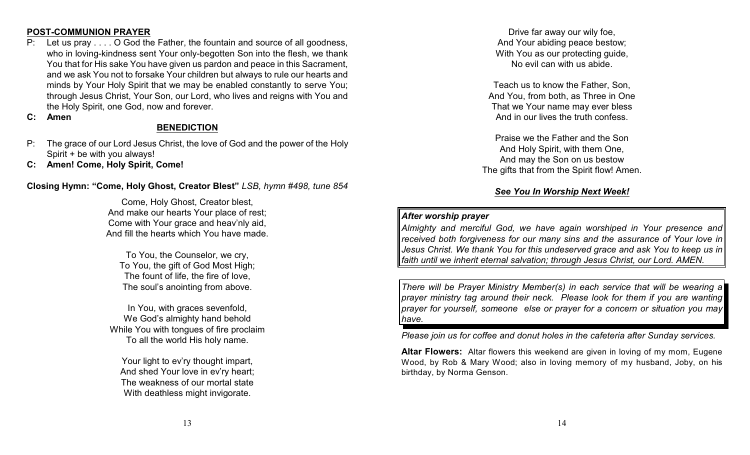**POST-COMMUNION PRAYER**

P: Let us pray . . . . O God the Father, the fountain and source of all goodness, who in loving-kindness sent Your only-begotten Son into the flesh, we thank You that for His sake You have given us pardon and peace in this Sacrament, and we ask You not to forsake Your children but always to rule our hearts and minds by Your Holy Spirit that we may be enabled constantly to serve You; through Jesus Christ, Your Son, our Lord, who lives and reigns with You and the Holy Spirit, one God, now and forever.

**C: Amen**

**BENEDICTION**

P: The grace of our Lord Jesus Christ, the love of God and the power of the Holy Spirit + be with you always!

**C: Amen! Come, Holy Spirit, Come!**

**Closing Hymn: "Come, Holy Ghost, Creator Blest"** *LSB, hymn #498, tune 854*

Come, Holy Ghost, Creator blest,
And make our hearts Your place of rest;
Come with Your grace and heav'nly aid,
And fill the hearts which You have made.

To You, the Counselor, we cry,
To You, the gift of God Most High;
The fount of life, the fire of love,
The soul's anointing from above.

In You, with graces sevenfold,
We God's almighty hand behold
While You with tongues of fire proclaim
To all the world His holy name.

Your light to ev'ry thought impart,
And shed Your love in ev'ry heart;
The weakness of our mortal state
With deathless might invigorate.

Drive far away our wily foe,
And Your abiding peace bestow;
With You as our protecting guide,
No evil can with us abide.

Teach us to know the Father, Son,
And You, from both, as Three in One
That we Your name may ever bless
And in our lives the truth confess.

Praise we the Father and the Son
And Holy Spirit, with them One,
And may the Son on us bestow
The gifts that from the Spirit flow! Amen.

***See You In Worship Next Week!***

***After worship prayer***

*Almighty and merciful God, we have again worshiped in Your presence and received both forgiveness for our many sins and the assurance of Your love in Jesus Christ. We thank You for this undeserved grace and ask You to keep us in faith until we inherit eternal salvation; through Jesus Christ, our Lord. AMEN.*

*There will be Prayer Ministry Member(s) in each service that will be wearing a prayer ministry tag around their neck. Please look for them if you are wanting prayer for yourself, someone else or prayer for a concern or situation you may have.*

*Please join us for coffee and donut holes in the cafeteria after Sunday services.*

**Altar Flowers:** Altar flowers this weekend are given in loving of my mom, Eugene Wood, by Rob & Mary Wood; also in loving memory of my husband, Joby, on his birthday, by Norma Genson.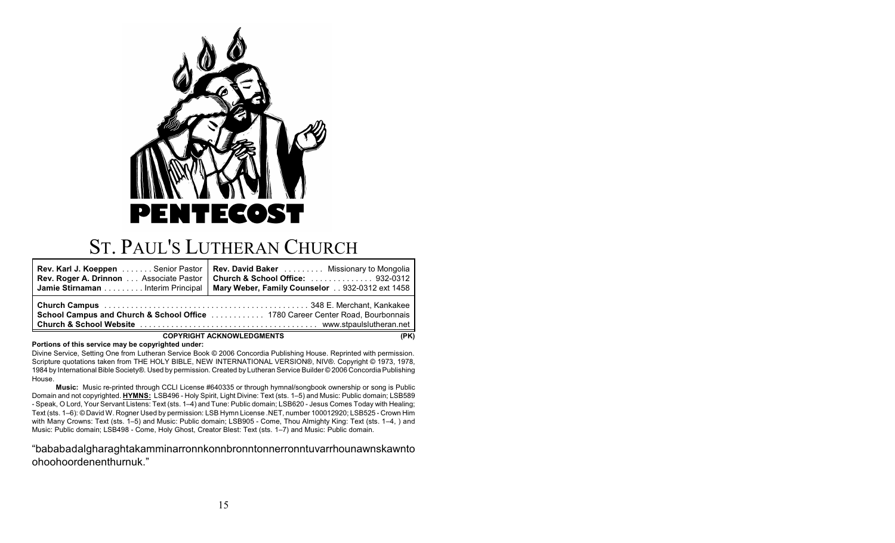PENTECOST

# ST. PAUL'S LUTHERAN CHURCH

| | |
|---|---|
| **Rev. Karl J. Koeppen** . . . . . . . Senior Pastor | **Rev. David Baker** . . . . . . . . . Missionary to Mongolia |
| **Rev. Roger A. Drinnon** . . . Associate Pastor | **Church & School Office:** . . . . . . . . . . . . . . 932-0312 |
| **Jamie Stirnaman** . . . . . . . . . Interim Principal | **Mary Weber, Family Counselor** . . 932-0312 ext 1458 |

**Church Campus** . . . . . . . . . . . . . . . . . . . . . . . . . . . . . . . . . . . . . . . . . . . . . 348 E. Merchant, Kankakee
**School Campus and Church & School Office** . . . . . . . . . . . . 1780 Career Center Road, Bourbonnais
**Church & School Website** . . . . . . . . . . . . . . . . . . . . . . . . . . . . . . . . . . . . . . . www.stpaulslutheran.net

**COPYRIGHT ACKNOWLEDGMENTS** **(PK)**

**Portions of this service may be copyrighted under:**

Divine Service, Setting One from Lutheran Service Book © 2006 Concordia Publishing House. Reprinted with permission. Scripture quotations taken from THE HOLY BIBLE, NEW INTERNATIONAL VERSION®, NIV®. Copyright © 1973, 1978, 1984 by International Bible Society®. Used by permission. Created by Lutheran Service Builder © 2006 Concordia Publishing House.

**Music:** Music re-printed through CCLI License #640335 or through hymnal/songbook ownership or song is Public Domain and not copyrighted. **HYMNS:** LSB496 - Holy Spirit, Light Divine: Text (sts. 1–5) and Music: Public domain; LSB589 - Speak, O Lord, Your Servant Listens: Text (sts. 1–4) and Tune: Public domain; LSB620 - Jesus Comes Today with Healing; Text (sts. 1–6): © David W. Rogner Used by permission: LSB Hymn License .NET, number 100012920; LSB525 - Crown Him with Many Crowns: Text (sts. 1–5) and Music: Public domain; LSB905 - Come, Thou Almighty King: Text (sts. 1–4, ) and Music: Public domain; LSB498 - Come, Holy Ghost, Creator Blest: Text (sts. 1–7) and Music: Public domain.

“bababadalgharaghtakamminarronnkonnbronntonnerronntuvarrhounawnskawntoohoohoordenenthurnuk.”